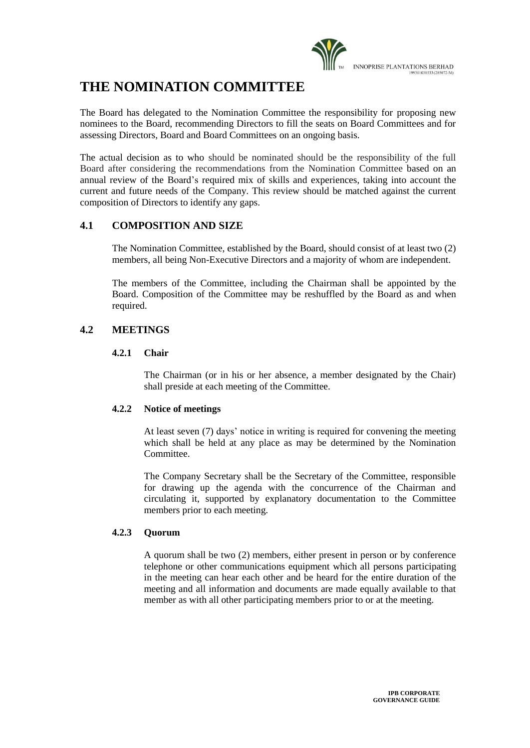# THE NOMINATION COMMITTEE

The Board has delegated to the Nomination Committee the responsibility for proposing new nominees to the Board, recommending Directors to fill the seats on Board Committees and for assessing Directors, Board and Board Committees on an ongoing basis.

The actual decision as to who should be nominated should be the responsibility of the full Board after considering the recommendations from the Nomination Committee based on an annual review of the Board's required mix of skills and experiences, taking into account the current and future needs of the Company. This review should be matched against the current composition of Directors to identify any gaps.

## 4.1 COMPOSITION AND SIZE

The Nomination Committee, established by the Board, should consist of at least two (2) members, all being Non-Executive Directors and a majority of whom are independent.

The members of the Committee, including the Chairman shall be appointed by the Board. Composition of the Committee may be reshuffled by the Board as and when required.

## 4.2 MEETINGS

### 4.2.1 Chair

The Chairman (or in his or her absence, a member designated by the Chair) shall preside at each meeting of the Committee.

### 4.2.2 Notice of meetings

At least seven (7) days' notice in writing is required for convening the meeting which shall be held at any place as may be determined by the Nomination Committee.

The Company Secretary shall be the Secretary of the Committee, responsible for drawing up the agenda with the concurrence of the Chairman and circulating it, supported by explanatory documentation to the Committee members prior to each meeting.

### 4.2.3 Quorum

A quorum shall be two (2) members, either present in person or by conference telephone or other communications equipment which all persons participating in the meeting can hear each other and be heard for the entire duration of the meeting and all information and documents are made equally available to that member as with all other participating members prior to or at the meeting.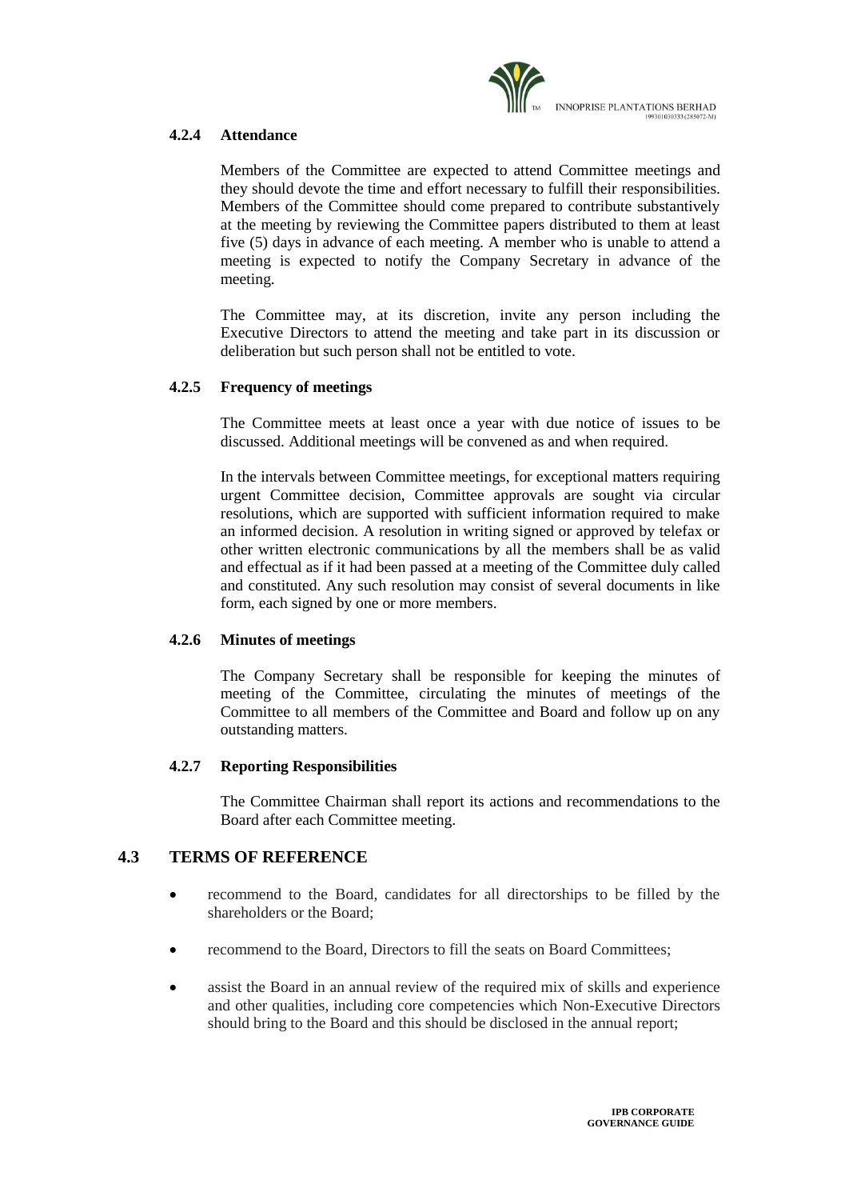#### 4.2.4 Attendance

Members of the Committee are expected to attend Committee meetings and they should devote the time and effort necessary to fulfill their responsibilities. Members of the Committee should come prepared to contribute substantively at the meeting by reviewing the Committee papers distributed to them at least five (5) days in advance of each meeting. A member who is unable to attend a meeting is expected to notify the Company Secretary in advance of the meeting.

The Committee may, at its discretion, invite any person including the Executive Directors to attend the meeting and take part in its discussion or deliberation but such person shall not be entitled to vote.

#### 4.2.5 Frequency of meetings

The Committee meets at least once a year with due notice of issues to be discussed. Additional meetings will be convened as and when required.

In the intervals between Committee meetings, for exceptional matters requiring urgent Committee decision, Committee approvals are sought via circular resolutions, which are supported with sufficient information required to make an informed decision. A resolution in writing signed or approved by telefax or other written electronic communications by all the members shall be as valid and effectual as if it had been passed at a meeting of the Committee duly called and constituted. Any such resolution may consist of several documents in like form, each signed by one or more members.

#### 4.2.6 Minutes of meetings

The Company Secretary shall be responsible for keeping the minutes of meeting of the Committee, circulating the minutes of meetings of the Committee to all members of the Committee and Board and follow up on any outstanding matters.

#### 4.2.7 Reporting Responsibilities

The Committee Chairman shall report its actions and recommendations to the Board after each Committee meeting.

### 4.3 TERMS OF REFERENCE

- recommend to the Board, candidates for all directorships to be filled by the shareholders or the Board;
- recommend to the Board, Directors to fill the seats on Board Committees;
- assist the Board in an annual review of the required mix of skills and experience and other qualities, including core competencies which Non-Executive Directors should bring to the Board and this should be disclosed in the annual report;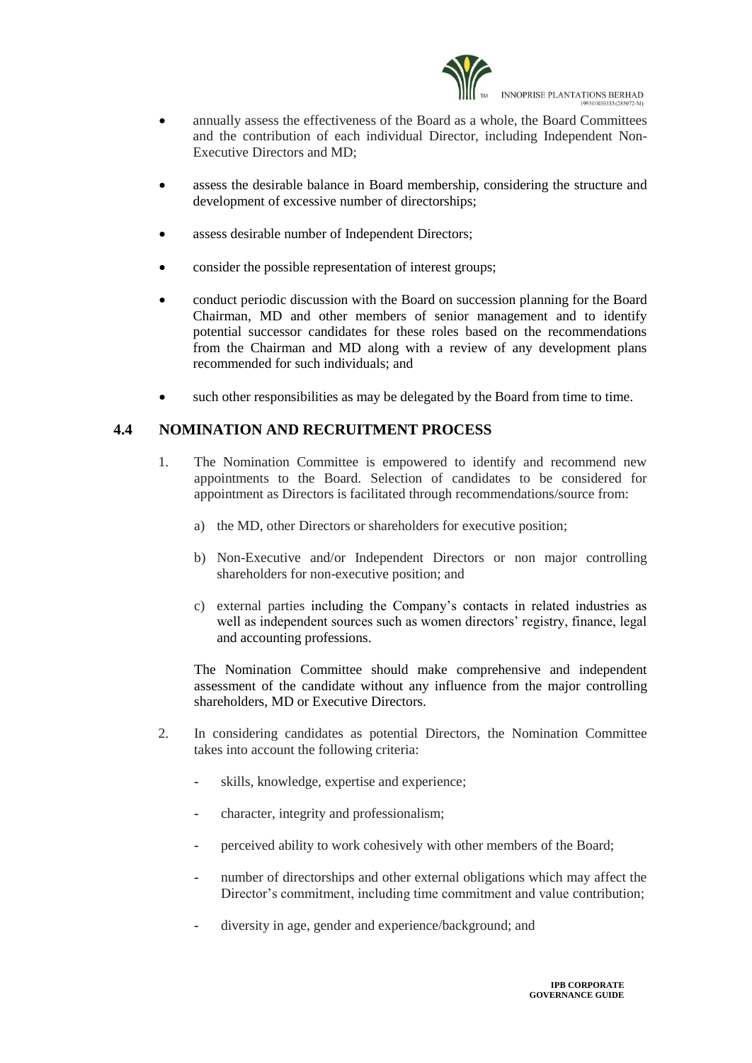- annually assess the effectiveness of the Board as a whole, the Board Committees and the contribution of each individual Director, including Independent Non-Executive Directors and MD;

- assess the desirable balance in Board membership, considering the structure and development of excessive number of directorships;

- assess desirable number of Independent Directors;

- consider the possible representation of interest groups;

- conduct periodic discussion with the Board on succession planning for the Board Chairman, MD and other members of senior management and to identify potential successor candidates for these roles based on the recommendations from the Chairman and MD along with a review of any development plans recommended for such individuals; and

- such other responsibilities as may be delegated by the Board from time to time.

## 4.4 NOMINATION AND RECRUITMENT PROCESS

1. The Nomination Committee is empowered to identify and recommend new appointments to the Board. Selection of candidates to be considered for appointment as Directors is facilitated through recommendations/source from:

    a) the MD, other Directors or shareholders for executive position;

    b) Non-Executive and/or Independent Directors or non major controlling shareholders for non-executive position; and

    c) external parties including the Company's contacts in related industries as well as independent sources such as women directors' registry, finance, legal and accounting professions.

    The Nomination Committee should make comprehensive and independent assessment of the candidate without any influence from the major controlling shareholders, MD or Executive Directors.

2. In considering candidates as potential Directors, the Nomination Committee takes into account the following criteria:

    - skills, knowledge, expertise and experience;

    - character, integrity and professionalism;

    - perceived ability to work cohesively with other members of the Board;

    - number of directorships and other external obligations which may affect the Director's commitment, including time commitment and value contribution;

    - diversity in age, gender and experience/background; and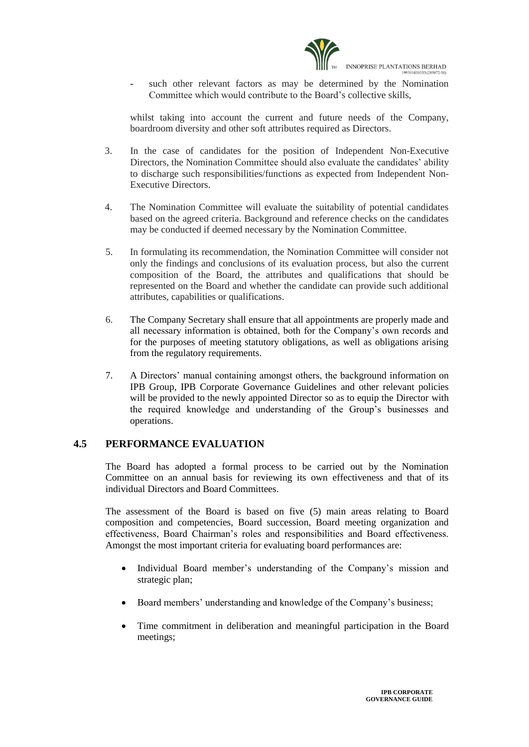- such other relevant factors as may be determined by the Nomination Committee which would contribute to the Board's collective skills,

whilst taking into account the current and future needs of the Company, boardroom diversity and other soft attributes required as Directors.

3. In the case of candidates for the position of Independent Non-Executive Directors, the Nomination Committee should also evaluate the candidates' ability to discharge such responsibilities/functions as expected from Independent Non-Executive Directors.

4. The Nomination Committee will evaluate the suitability of potential candidates based on the agreed criteria. Background and reference checks on the candidates may be conducted if deemed necessary by the Nomination Committee.

5. In formulating its recommendation, the Nomination Committee will consider not only the findings and conclusions of its evaluation process, but also the current composition of the Board, the attributes and qualifications that should be represented on the Board and whether the candidate can provide such additional attributes, capabilities or qualifications.

6. The Company Secretary shall ensure that all appointments are properly made and all necessary information is obtained, both for the Company's own records and for the purposes of meeting statutory obligations, as well as obligations arising from the regulatory requirements.

7. A Directors' manual containing amongst others, the background information on IPB Group, IPB Corporate Governance Guidelines and other relevant policies will be provided to the newly appointed Director so as to equip the Director with the required knowledge and understanding of the Group's businesses and operations.

## 4.5 PERFORMANCE EVALUATION

The Board has adopted a formal process to be carried out by the Nomination Committee on an annual basis for reviewing its own effectiveness and that of its individual Directors and Board Committees.

The assessment of the Board is based on five (5) main areas relating to Board composition and competencies, Board succession, Board meeting organization and effectiveness, Board Chairman's roles and responsibilities and Board effectiveness. Amongst the most important criteria for evaluating board performances are:

- Individual Board member's understanding of the Company's mission and strategic plan;
- Board members' understanding and knowledge of the Company's business;
- Time commitment in deliberation and meaningful participation in the Board meetings;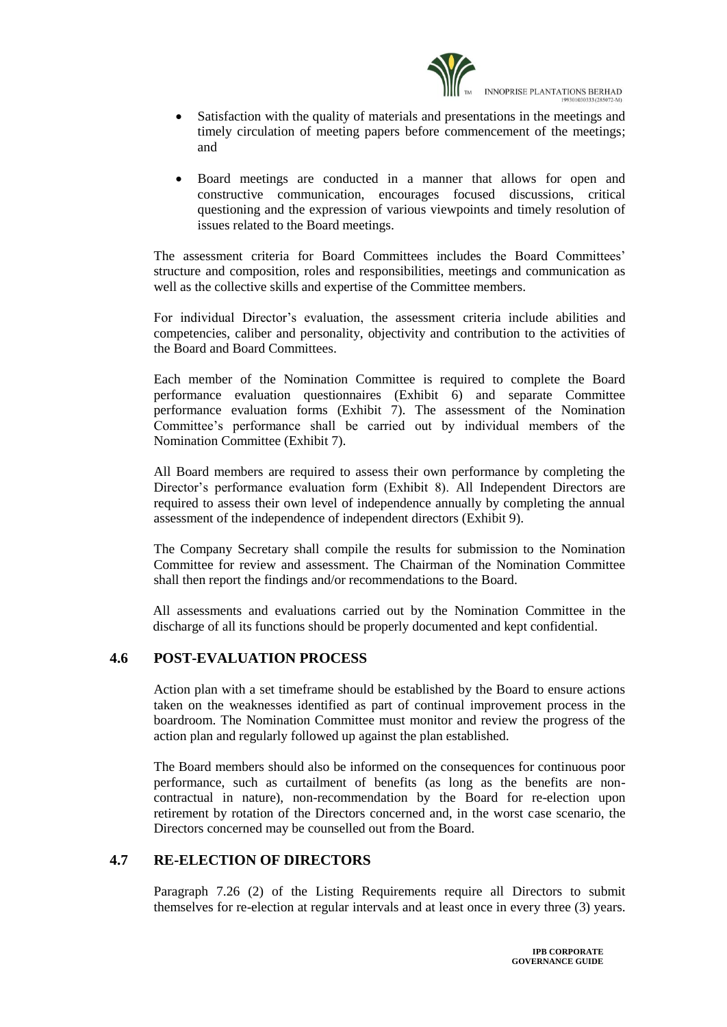- Satisfaction with the quality of materials and presentations in the meetings and timely circulation of meeting papers before commencement of the meetings; and

- Board meetings are conducted in a manner that allows for open and constructive communication, encourages focused discussions, critical questioning and the expression of various viewpoints and timely resolution of issues related to the Board meetings.

The assessment criteria for Board Committees includes the Board Committees' structure and composition, roles and responsibilities, meetings and communication as well as the collective skills and expertise of the Committee members.

For individual Director's evaluation, the assessment criteria include abilities and competencies, caliber and personality, objectivity and contribution to the activities of the Board and Board Committees.

Each member of the Nomination Committee is required to complete the Board performance evaluation questionnaires (Exhibit 6) and separate Committee performance evaluation forms (Exhibit 7). The assessment of the Nomination Committee's performance shall be carried out by individual members of the Nomination Committee (Exhibit 7).

All Board members are required to assess their own performance by completing the Director's performance evaluation form (Exhibit 8). All Independent Directors are required to assess their own level of independence annually by completing the annual assessment of the independence of independent directors (Exhibit 9).

The Company Secretary shall compile the results for submission to the Nomination Committee for review and assessment. The Chairman of the Nomination Committee shall then report the findings and/or recommendations to the Board.

All assessments and evaluations carried out by the Nomination Committee in the discharge of all its functions should be properly documented and kept confidential.

## 4.6 POST-EVALUATION PROCESS

Action plan with a set timeframe should be established by the Board to ensure actions taken on the weaknesses identified as part of continual improvement process in the boardroom. The Nomination Committee must monitor and review the progress of the action plan and regularly followed up against the plan established.

The Board members should also be informed on the consequences for continuous poor performance, such as curtailment of benefits (as long as the benefits are non-contractual in nature), non-recommendation by the Board for re-election upon retirement by rotation of the Directors concerned and, in the worst case scenario, the Directors concerned may be counselled out from the Board.

## 4.7 RE-ELECTION OF DIRECTORS

Paragraph 7.26 (2) of the Listing Requirements require all Directors to submit themselves for re-election at regular intervals and at least once in every three (3) years.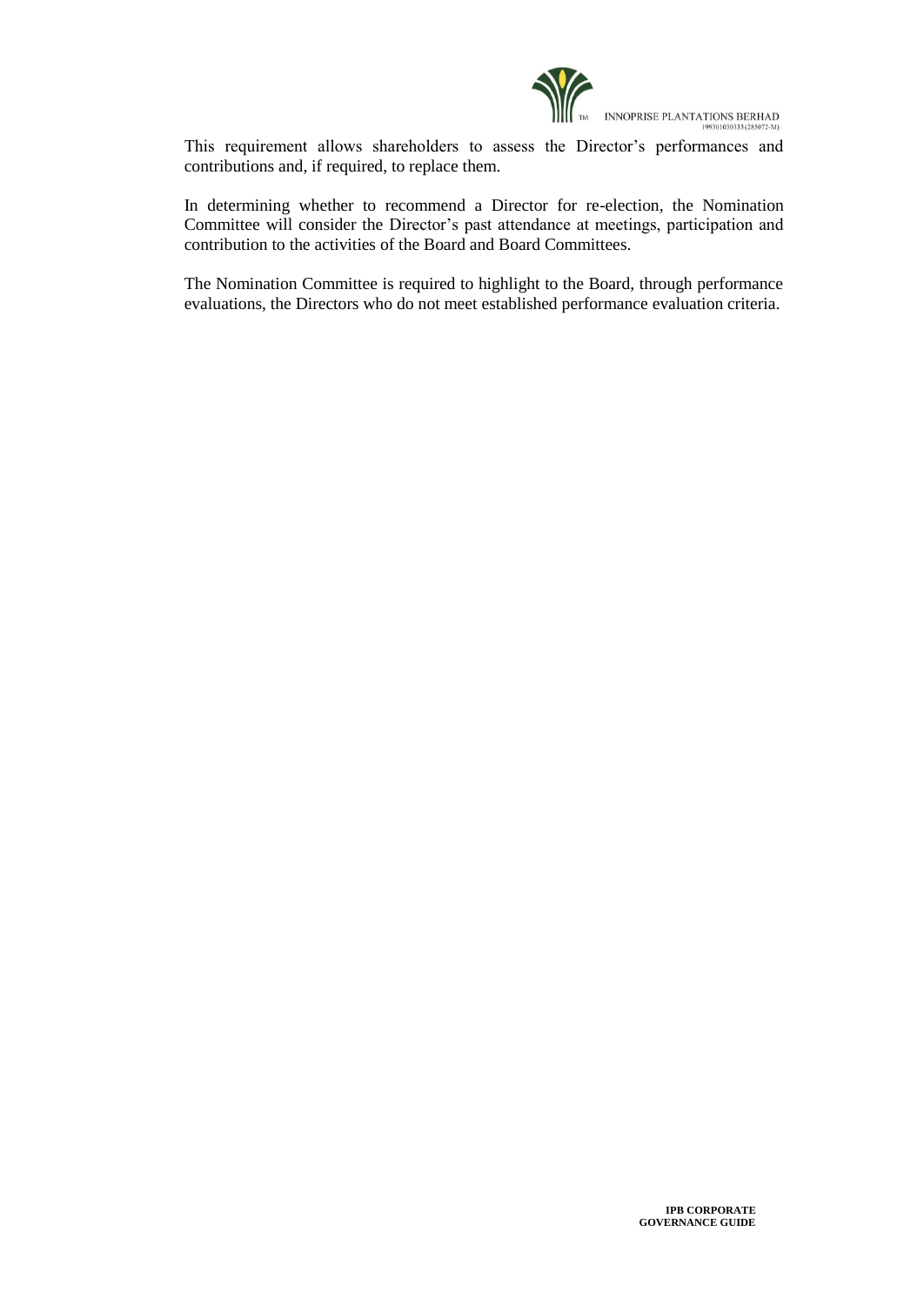This requirement allows shareholders to assess the Director's performances and contributions and, if required, to replace them.

In determining whether to recommend a Director for re-election, the Nomination Committee will consider the Director's past attendance at meetings, participation and contribution to the activities of the Board and Board Committees.

The Nomination Committee is required to highlight to the Board, through performance evaluations, the Directors who do not meet established performance evaluation criteria.